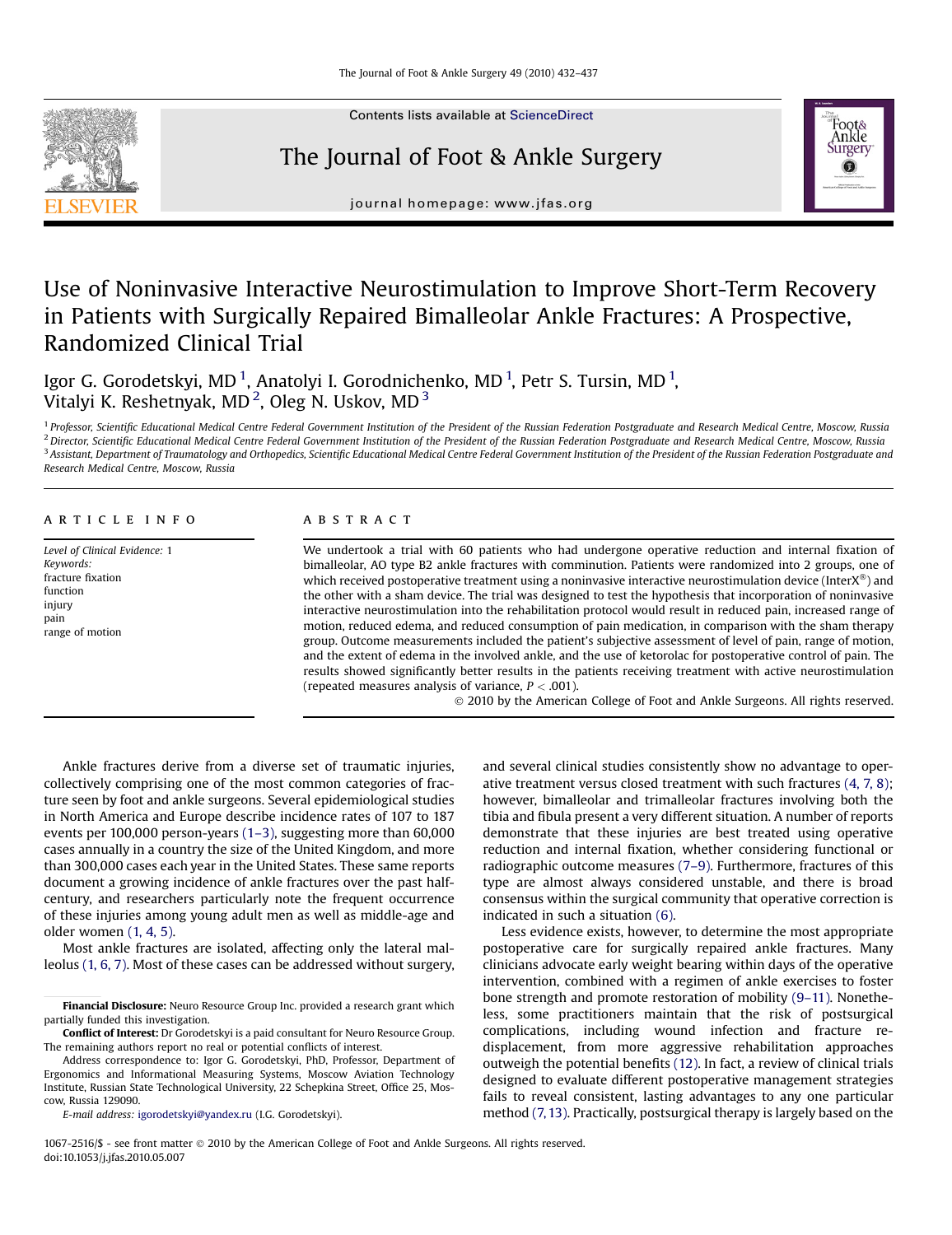# Use of Noninvasive Interactive Neurostimulation to Improve Short-Term Recovery in Patients with Surgically Repaired Bimalleolar Ankle Fractures: A Prospective, Randomized Clinical Trial

Igor G. Gorodetskyi, MD [1], Anatolyi I. Gorodnichenko, MD [1], Petr S. Tursin, MD [1], Vitalyi K. Reshetnyak, MD [2], Oleg N. Uskov, MD [3]

[1] *Professor, Scientific Educational Medical Centre Federal Government Institution of the President of the Russian Federation Postgraduate and Research Medical Centre, Moscow, Russia*
[2] *Director, Scientific Educational Medical Centre Federal Government Institution of the President of the Russian Federation Postgraduate and Research Medical Centre, Moscow, Russia*
[3] *Assistant, Department of Traumatology and Orthopedics, Scientific Educational Medical Centre Federal Government Institution of the President of the Russian Federation Postgraduate and Research Medical Centre, Moscow, Russia*

## ARTICLE INFO

*Level of Clinical Evidence:* 1
*Keywords:*
fracture fixation
function
injury
pain
range of motion

## ABSTRACT

We undertook a trial with 60 patients who had undergone operative reduction and internal fixation of bimalleolar, AO type B2 ankle fractures with comminution. Patients were randomized into 2 groups, one of which received postoperative treatment using a noninvasive interactive neurostimulation device (InterX®) and the other with a sham device. The trial was designed to test the hypothesis that incorporation of noninvasive interactive neurostimulation into the rehabilitation protocol would result in reduced pain, increased range of motion, reduced edema, and reduced consumption of pain medication, in comparison with the sham therapy group. Outcome measurements included the patient's subjective assessment of level of pain, range of motion, and the extent of edema in the involved ankle, and the use of ketorolac for postoperative control of pain. The results showed significantly better results in the patients receiving treatment with active neurostimulation (repeated measures analysis of variance, $P < .001$).

© 2010 by the American College of Foot and Ankle Surgeons. All rights reserved.

Ankle fractures derive from a diverse set of traumatic injuries, collectively comprising one of the most common categories of fracture seen by foot and ankle surgeons. Several epidemiological studies in North America and Europe describe incidence rates of 107 to 187 events per 100,000 person-years (1–3), suggesting more than 60,000 cases annually in a country the size of the United Kingdom, and more than 300,000 cases each year in the United States. These same reports document a growing incidence of ankle fractures over the past half-century, and researchers particularly note the frequent occurrence of these injuries among young adult men as well as middle-age and older women (1, 4, 5).

Most ankle fractures are isolated, affecting only the lateral malleolus (1, 6, 7). Most of these cases can be addressed without surgery, and several clinical studies consistently show no advantage to operative treatment versus closed treatment with such fractures (4, 7, 8); however, bimalleolar and trimalleolar fractures involving both the tibia and fibula present a very different situation. A number of reports demonstrate that these injuries are best treated using operative reduction and internal fixation, whether considering functional or radiographic outcome measures (7–9). Furthermore, fractures of this type are almost always considered unstable, and there is broad consensus within the surgical community that operative correction is indicated in such a situation (6).

Less evidence exists, however, to determine the most appropriate postoperative care for surgically repaired ankle fractures. Many clinicians advocate early weight bearing within days of the operative intervention, combined with a regimen of ankle exercises to foster bone strength and promote restoration of mobility (9–11). Nonetheless, some practitioners maintain that the risk of postsurgical complications, including wound infection and fracture redisplacement, from more aggressive rehabilitation approaches outweigh the potential benefits (12). In fact, a review of clinical trials designed to evaluate different postoperative management strategies fails to reveal consistent, lasting advantages to any one particular method (7, 13). Practically, postsurgical therapy is largely based on the

**Financial Disclosure:** Neuro Resource Group Inc. provided a research grant which partially funded this investigation.

**Conflict of Interest:** Dr Gorodetskyi is a paid consultant for Neuro Resource Group. The remaining authors report no real or potential conflicts of interest.

Address correspondence to: Igor G. Gorodetskyi, PhD, Professor, Department of Ergonomics and Informational Measuring Systems, Moscow Aviation Technology Institute, Russian State Technological University, 22 Schepkina Street, Office 25, Moscow, Russia 129090.

*E-mail address:* igorodetskyi@yandex.ru (I.G. Gorodetskyi).

1067-2516/$ - see front matter © 2010 by the American College of Foot and Ankle Surgeons. All rights reserved.
doi:10.1053/j.jfas.2010.05.007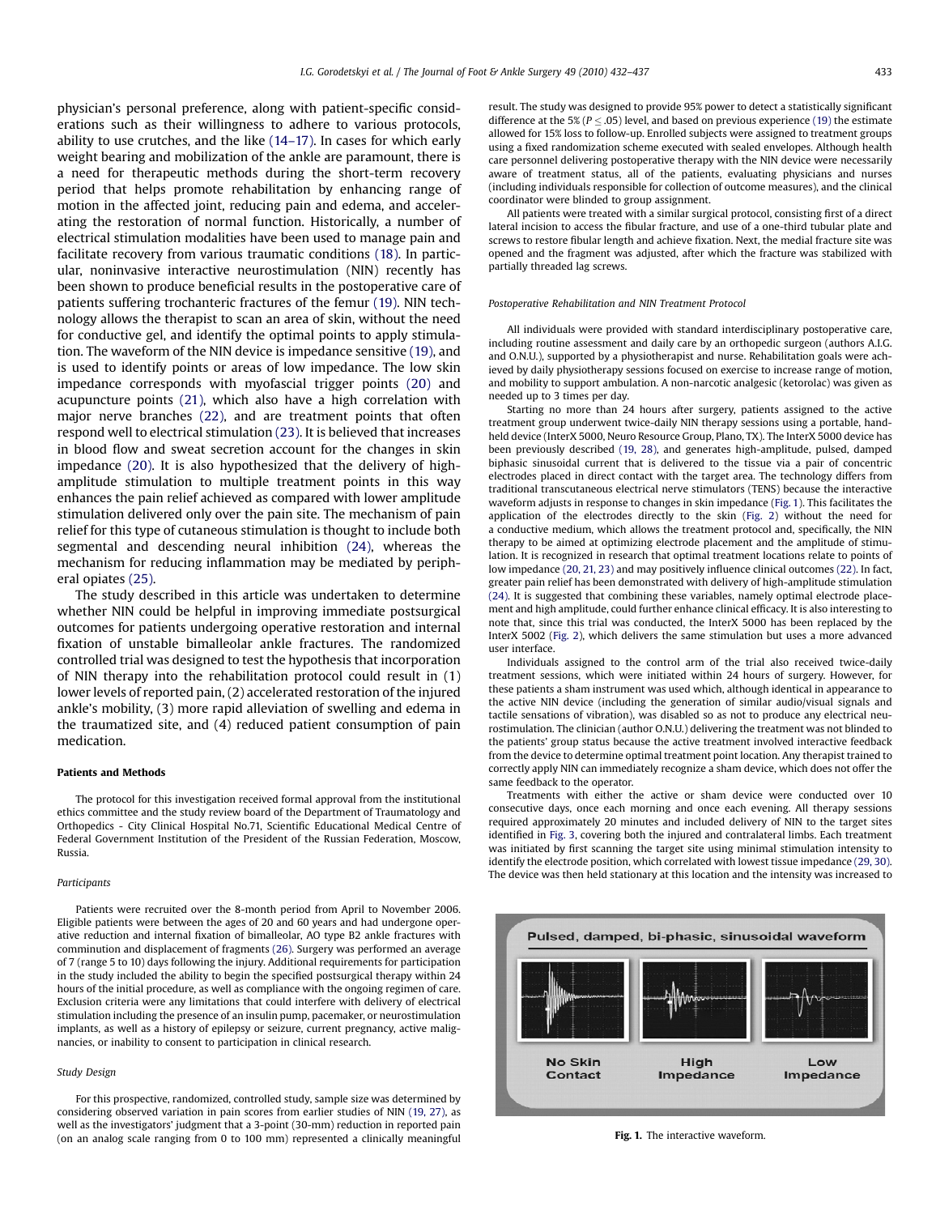physician's personal preference, along with patient-specific considerations such as their willingness to adhere to various protocols, ability to use crutches, and the like (14–17). In cases for which early weight bearing and mobilization of the ankle are paramount, there is a need for therapeutic methods during the short-term recovery period that helps promote rehabilitation by enhancing range of motion in the affected joint, reducing pain and edema, and accelerating the restoration of normal function. Historically, a number of electrical stimulation modalities have been used to manage pain and facilitate recovery from various traumatic conditions (18). In particular, noninvasive interactive neurostimulation (NIN) recently has been shown to produce beneficial results in the postoperative care of patients suffering trochanteric fractures of the femur (19). NIN technology allows the therapist to scan an area of skin, without the need for conductive gel, and identify the optimal points to apply stimulation. The waveform of the NIN device is impedance sensitive (19), and is used to identify points or areas of low impedance. The low skin impedance corresponds with myofascial trigger points (20) and acupuncture points (21), which also have a high correlation with major nerve branches (22), and are treatment points that often respond well to electrical stimulation (23). It is believed that increases in blood flow and sweat secretion account for the changes in skin impedance (20). It is also hypothesized that the delivery of high-amplitude stimulation to multiple treatment points in this way enhances the pain relief achieved as compared with lower amplitude stimulation delivered only over the pain site. The mechanism of pain relief for this type of cutaneous stimulation is thought to include both segmental and descending neural inhibition (24), whereas the mechanism for reducing inflammation may be mediated by peripheral opiates (25).

The study described in this article was undertaken to determine whether NIN could be helpful in improving immediate postsurgical outcomes for patients undergoing operative restoration and internal fixation of unstable bimalleolar ankle fractures. The randomized controlled trial was designed to test the hypothesis that incorporation of NIN therapy into the rehabilitation protocol could result in (1) lower levels of reported pain, (2) accelerated restoration of the injured ankle's mobility, (3) more rapid alleviation of swelling and edema in the traumatized site, and (4) reduced patient consumption of pain medication.

## Patients and Methods

The protocol for this investigation received formal approval from the institutional ethics committee and the study review board of the Department of Traumatology and Orthopedics - City Clinical Hospital No.71, Scientific Educational Medical Centre of Federal Government Institution of the President of the Russian Federation, Moscow, Russia.

### *Participants*

Patients were recruited over the 8-month period from April to November 2006. Eligible patients were between the ages of 20 and 60 years and had undergone operative reduction and internal fixation of bimalleolar, AO type B2 ankle fractures with comminution and displacement of fragments (26). Surgery was performed an average of 7 (range 5 to 10) days following the injury. Additional requirements for participation in the study included the ability to begin the specified postsurgical therapy within 24 hours of the initial procedure, as well as compliance with the ongoing regimen of care. Exclusion criteria were any limitations that could interfere with delivery of electrical stimulation including the presence of an insulin pump, pacemaker, or neurostimulation implants, as well as a history of epilepsy or seizure, current pregnancy, active malignancies, or inability to consent to participation in clinical research.

### *Study Design*

For this prospective, randomized, controlled study, sample size was determined by considering observed variation in pain scores from earlier studies of NIN (19, 27), as well as the investigators' judgment that a 3-point (30-mm) reduction in reported pain (on an analog scale ranging from 0 to 100 mm) represented a clinically meaningful result. The study was designed to provide 95% power to detect a statistically significant difference at the 5% ($P \leq .05$) level, and based on previous experience (19) the estimate allowed for 15% loss to follow-up. Enrolled subjects were assigned to treatment groups using a fixed randomization scheme executed with sealed envelopes. Although health care personnel delivering postoperative therapy with the NIN device were necessarily aware of treatment status, all of the patients, evaluating physicians and nurses (including individuals responsible for collection of outcome measures), and the clinical coordinator were blinded to group assignment.

All patients were treated with a similar surgical protocol, consisting first of a direct lateral incision to access the fibular fracture, and use of a one-third tubular plate and screws to restore fibular length and achieve fixation. Next, the medial fracture site was opened and the fragment was adjusted, after which the fracture was stabilized with partially threaded lag screws.

### *Postoperative Rehabilitation and NIN Treatment Protocol*

All individuals were provided with standard interdisciplinary postoperative care, including routine assessment and daily care by an orthopedic surgeon (authors A.I.G. and O.N.U.), supported by a physiotherapist and nurse. Rehabilitation goals were achieved by daily physiotherapy sessions focused on exercise to increase range of motion, and mobility to support ambulation. A non-narcotic analgesic (ketorolac) was given as needed up to 3 times per day.

Starting no more than 24 hours after surgery, patients assigned to the active treatment group underwent twice-daily NIN therapy sessions using a portable, handheld device (InterX 5000, Neuro Resource Group, Plano, TX). The InterX 5000 device has been previously described (19, 28), and generates high-amplitude, pulsed, damped biphasic sinusoidal current that is delivered to the tissue via a pair of concentric electrodes placed in direct contact with the target area. The technology differs from traditional transcutaneous electrical nerve stimulators (TENS) because the interactive waveform adjusts in response to changes in skin impedance (Fig. 1). This facilitates the application of the electrodes directly to the skin (Fig. 2) without the need for a conductive medium, which allows the treatment protocol and, specifically, the NIN therapy to be aimed at optimizing electrode placement and the amplitude of stimulation. It is recognized in research that optimal treatment locations relate to points of low impedance (20, 21, 23) and may positively influence clinical outcomes (22). In fact, greater pain relief has been demonstrated with delivery of high-amplitude stimulation (24). It is suggested that combining these variables, namely optimal electrode placement and high amplitude, could further enhance clinical efficacy. It is also interesting to note that, since this trial was conducted, the InterX 5000 has been replaced by the InterX 5002 (Fig. 2), which delivers the same stimulation but uses a more advanced user interface.

Individuals assigned to the control arm of the trial also received twice-daily treatment sessions, which were initiated within 24 hours of surgery. However, for these patients a sham instrument was used which, although identical in appearance to the active NIN device (including the generation of similar audio/visual signals and tactile sensations of vibration), was disabled so as not to produce any electrical neurostimulation. The clinician (author O.N.U.) delivering the treatment was not blinded to the patients' group status because the active treatment involved interactive feedback from the device to determine optimal treatment point location. Any therapist trained to correctly apply NIN can immediately recognize a sham device, which does not offer the same feedback to the operator.

Treatments with either the active or sham device were conducted over 10 consecutive days, once each morning and once each evening. All therapy sessions required approximately 20 minutes and included delivery of NIN to the target sites identified in Fig. 3, covering both the injured and contralateral limbs. Each treatment was initiated by first scanning the target site using minimal stimulation intensity to identify the electrode position, which correlated with lowest tissue impedance (29, 30). The device was then held stationary at this location and the intensity was increased to

Pulsed, damped, bi-phasic, sinusoidal waveform

No Skin Contact | High Impedance | Low Impedance

**Fig. 1.** The interactive waveform.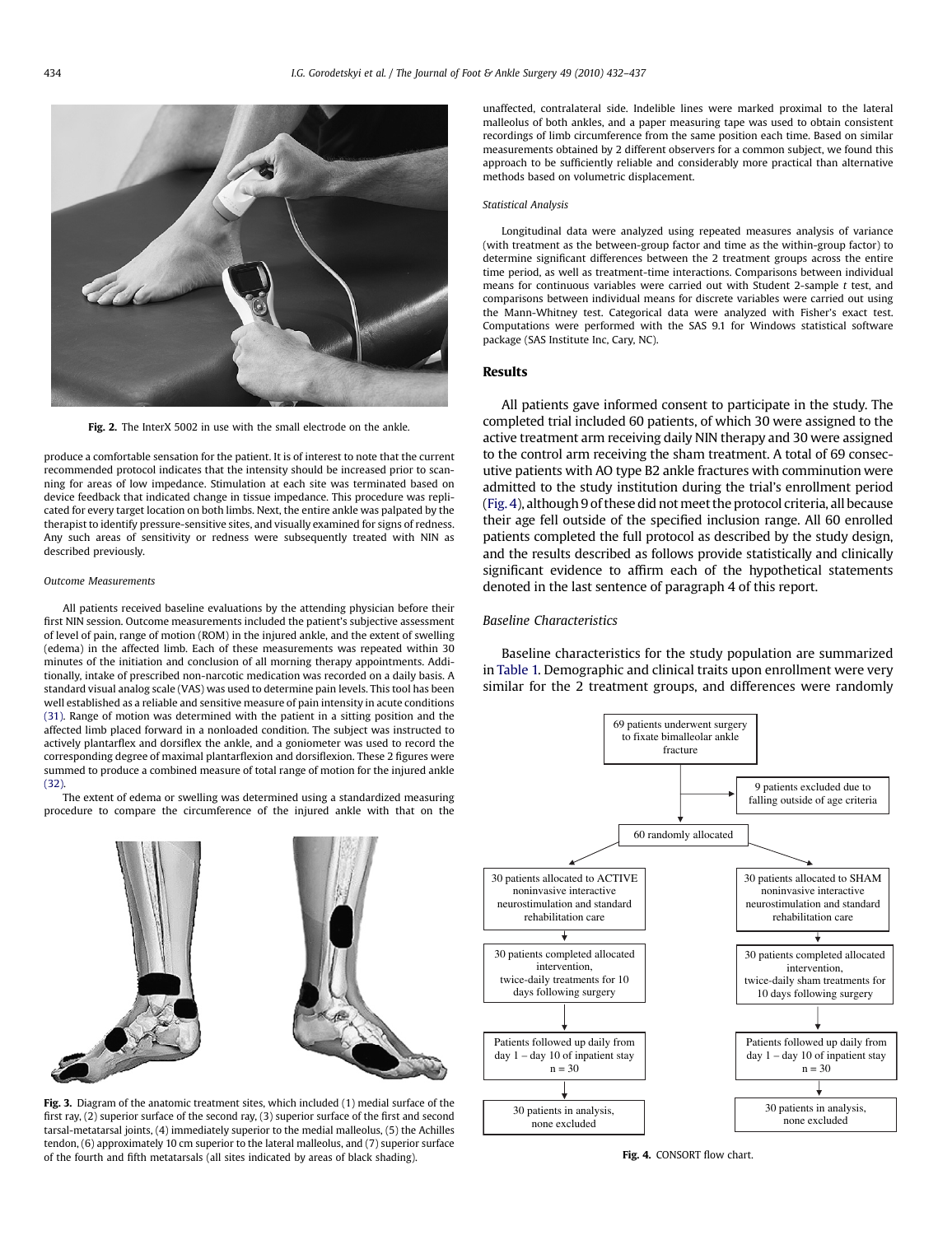Fig. 2. The InterX 5002 in use with the small electrode on the ankle.

produce a comfortable sensation for the patient. It is of interest to note that the current recommended protocol indicates that the intensity should be increased prior to scanning for areas of low impedance. Stimulation at each site was terminated based on device feedback that indicated change in tissue impedance. This procedure was replicated for every target location on both limbs. Next, the entire ankle was palpated by the therapist to identify pressure-sensitive sites, and visually examined for signs of redness. Any such areas of sensitivity or redness were subsequently treated with NIN as described previously.

#### *Outcome Measurements*

All patients received baseline evaluations by the attending physician before their first NIN session. Outcome measurements included the patient's subjective assessment of level of pain, range of motion (ROM) in the injured ankle, and the extent of swelling (edema) in the affected limb. Each of these measurements was repeated within 30 minutes of the initiation and conclusion of all morning therapy appointments. Additionally, intake of prescribed non-narcotic medication was recorded on a daily basis. A standard visual analog scale (VAS) was used to determine pain levels. This tool has been well established as a reliable and sensitive measure of pain intensity in acute conditions (31). Range of motion was determined with the patient in a sitting position and the affected limb placed forward in a nonloaded condition. The subject was instructed to actively plantarflex and dorsiflex the ankle, and a goniometer was used to record the corresponding degree of maximal plantarflexion and dorsiflexion. These 2 figures were summed to produce a combined measure of total range of motion for the injured ankle (32).

The extent of edema or swelling was determined using a standardized measuring procedure to compare the circumference of the injured ankle with that on the unaffected, contralateral side. Indelible lines were marked proximal to the lateral malleolus of both ankles, and a paper measuring tape was used to obtain consistent recordings of limb circumference from the same position each time. Based on similar measurements obtained by 2 different observers for a common subject, we found this approach to be sufficiently reliable and considerably more practical than alternative methods based on volumetric displacement.

Fig. 3. Diagram of the anatomic treatment sites, which included (1) medial surface of the first ray, (2) superior surface of the second ray, (3) superior surface of the first and second tarsal-metatarsal joints, (4) immediately superior to the medial malleolus, (5) the Achilles tendon, (6) approximately 10 cm superior to the lateral malleolus, and (7) superior surface of the fourth and fifth metatarsals (all sites indicated by areas of black shading).

#### *Statistical Analysis*

Longitudinal data were analyzed using repeated measures analysis of variance (with treatment as the between-group factor and time as the within-group factor) to determine significant differences between the 2 treatment groups across the entire time period, as well as treatment-time interactions. Comparisons between individual means for continuous variables were carried out with Student 2-sample *t* test, and comparisons between individual means for discrete variables were carried out using the Mann-Whitney test. Categorical data were analyzed with Fisher's exact test. Computations were performed with the SAS 9.1 for Windows statistical software package (SAS Institute Inc, Cary, NC).

## Results

All patients gave informed consent to participate in the study. The completed trial included 60 patients, of which 30 were assigned to the active treatment arm receiving daily NIN therapy and 30 were assigned to the control arm receiving the sham treatment. A total of 69 consecutive patients with AO type B2 ankle fractures with comminution were admitted to the study institution during the trial's enrollment period (Fig. 4), although 9 of these did not meet the protocol criteria, all because their age fell outside of the specified inclusion range. All 60 enrolled patients completed the full protocol as described by the study design, and the results described as follows provide statistically and clinically significant evidence to affirm each of the hypothetical statements denoted in the last sentence of paragraph 4 of this report.

#### *Baseline Characteristics*

Baseline characteristics for the study population are summarized in Table 1. Demographic and clinical traits upon enrollment were very similar for the 2 treatment groups, and differences were randomly

69 patients underwent surgery to fixate bimalleolar ankle fracture

9 patients excluded due to falling outside of age criteria

60 randomly allocated

| ACTIVE | SHAM |
|---|---|
| 30 patients allocated to ACTIVE noninvasive interactive neurostimulation and standard rehabilitation care | 30 patients allocated to SHAM noninvasive interactive neurostimulation and standard rehabilitation care |
| 30 patients completed allocated intervention, twice-daily treatments for 10 days following surgery | 30 patients completed allocated intervention, twice-daily sham treatments for 10 days following surgery |
| Patients followed up daily from day 1 – day 10 of inpatient stay n = 30 | Patients followed up daily from day 1 – day 10 of inpatient stay n = 30 |
| 30 patients in analysis, none excluded | 30 patients in analysis, none excluded |

Fig. 4. CONSORT flow chart.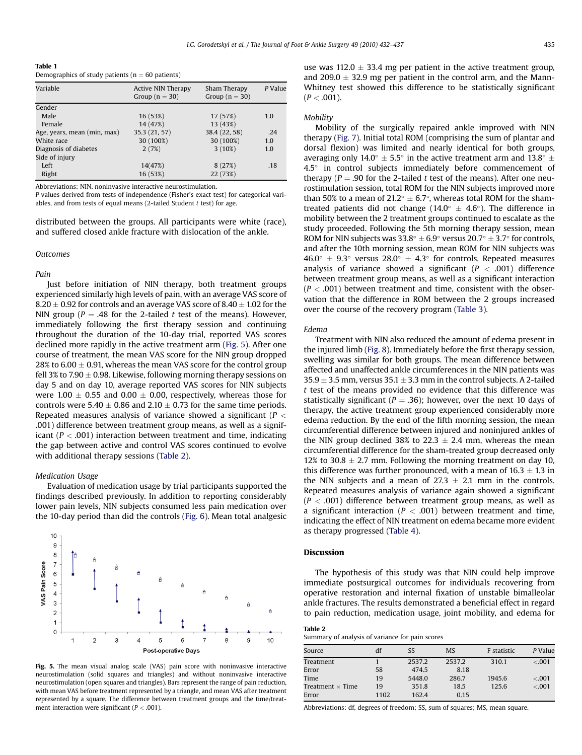**Table 1**
Demographics of study patients (n = 60 patients)

| Variable | Active NIN Therapy Group (n = 30) | Sham Therapy Group (n = 30) | P Value |
|---|---|---|---|
| Gender | | | |
| Male | 16 (53%) | 17 (57%) | 1.0 |
| Female | 14 (47%) | 13 (43%) | |
| Age, years, mean (min, max) | 35.3 (21, 57) | 38.4 (22, 58) | .24 |
| White race | 30 (100%) | 30 (100%) | 1.0 |
| Diagnosis of diabetes | 2 (7%) | 3 (10%) | 1.0 |
| Side of injury | | | |
| Left | 14(47%) | 8 (27%) | .18 |
| Right | 16 (53%) | 22 (73%) | |

Abbreviations: NIN, noninvasive interactive neurostimulation.
*P* values derived from tests of independence (Fisher's exact test) for categorical variables, and from tests of equal means (2-tailed Student *t* test) for age.

distributed between the groups. All participants were white (race), and suffered closed ankle fracture with dislocation of the ankle.

### *Outcomes*

#### *Pain*

Just before initiation of NIN therapy, both treatment groups experienced similarly high levels of pain, with an average VAS score of $8.20 \pm 0.92$ for controls and an average VAS score of $8.40 \pm 1.02$ for the NIN group ($P = .48$ for the 2-tailed *t* test of the means). However, immediately following the first therapy session and continuing throughout the duration of the 10-day trial, reported VAS scores declined more rapidly in the active treatment arm (Fig. 5). After one course of treatment, the mean VAS score for the NIN group dropped 28% to $6.00 \pm 0.91$, whereas the mean VAS score for the control group fell 3% to $7.90 \pm 0.98$. Likewise, following morning therapy sessions on day 5 and on day 10, average reported VAS scores for NIN subjects were $1.00 \pm 0.55$ and $0.00 \pm 0.00$, respectively, whereas those for controls were $5.40 \pm 0.86$ and $2.10 \pm 0.73$ for the same time periods. Repeated measures analysis of variance showed a significant ($P < .001$) difference between treatment group means, as well as a significant ($P < .001$) interaction between treatment and time, indicating the gap between active and control VAS scores continued to evolve with additional therapy sessions (Table 2).

#### *Medication Usage*

Evaluation of medication usage by trial participants supported the findings described previously. In addition to reporting considerably lower pain levels, NIN subjects consumed less pain medication over the 10-day period than did the controls (Fig. 6). Mean total analgesic use was $112.0 \pm 33.4$ mg per patient in the active treatment group, and $209.0 \pm 32.9$ mg per patient in the control arm, and the Mann-Whitney test showed this difference to be statistically significant ($P < .001$).

**Fig. 5.** The mean visual analog scale (VAS) pain score with noninvasive interactive neurostimulation (solid squares and triangles) and without noninvasive interactive neurostimulation (open squares and triangles). Bars represent the range of pain reduction, with mean VAS before treatment represented by a triangle, and mean VAS after treatment represented by a square. The difference between treatment groups and the time/treatment interaction were significant ($P < .001$).

#### *Mobility*

Mobility of the surgically repaired ankle improved with NIN therapy (Fig. 7). Initial total ROM (comprising the sum of plantar and dorsal flexion) was limited and nearly identical for both groups, averaging only $14.0° \pm 5.5°$ in the active treatment arm and $13.8° \pm 4.5°$ in control subjects immediately before commencement of therapy ($P = .90$ for the 2-tailed *t* test of the means). After one neurostimulation session, total ROM for the NIN subjects improved more than 50% to a mean of $21.2° \pm 6.7°$, whereas total ROM for the sham-treated patients did not change ($14.0° \pm 4.6°$). The difference in mobility between the 2 treatment groups continued to escalate as the study proceeded. Following the 5th morning therapy session, mean ROM for NIN subjects was $33.8° \pm 6.9°$ versus $20.7° \pm 3.7°$ for controls, and after the 10th morning session, mean ROM for NIN subjects was $46.0° \pm 9.3°$ versus $28.0° \pm 4.3°$ for controls. Repeated measures analysis of variance showed a significant ($P < .001$) difference between treatment group means, as well as a significant interaction ($P < .001$) between treatment and time, consistent with the observation that the difference in ROM between the 2 groups increased over the course of the recovery program (Table 3).

#### *Edema*

Treatment with NIN also reduced the amount of edema present in the injured limb (Fig. 8). Immediately before the first therapy session, swelling was similar for both groups. The mean difference between affected and unaffected ankle circumferences in the NIN patients was $35.9 \pm 3.5$ mm, versus $35.1 \pm 3.3$ mm in the control subjects. A 2-tailed *t* test of the means provided no evidence that this difference was statistically significant ($P = .36$); however, over the next 10 days of therapy, the active treatment group experienced considerably more edema reduction. By the end of the fifth morning session, the mean circumferential difference between injured and noninjured ankles of the NIN group declined 38% to $22.3 \pm 2.4$ mm, whereas the mean circumferential difference for the sham-treated group decreased only 12% to $30.8 \pm 2.7$ mm. Following the morning treatment on day 10, this difference was further pronounced, with a mean of $16.3 \pm 1.3$ in the NIN subjects and a mean of $27.3 \pm 2.1$ mm in the controls. Repeated measures analysis of variance again showed a significant ($P < .001$) difference between treatment group means, as well as a significant interaction ($P < .001$) between treatment and time, indicating the effect of NIN treatment on edema became more evident as therapy progressed (Table 4).

## Discussion

The hypothesis of this study was that NIN could help improve immediate postsurgical outcomes for individuals recovering from operative restoration and internal fixation of unstable bimalleolar ankle fractures. The results demonstrated a beneficial effect in regard to pain reduction, medication usage, joint mobility, and edema for

**Table 2**
Summary of analysis of variance for pain scores

| Source | df | SS | MS | F statistic | P Value |
|---|---|---|---|---|---|
| Treatment | 1 | 2537.2 | 2537.2 | 310.1 | <.001 |
| Error | 58 | 474.5 | 8.18 | | |
| Time | 19 | 5448.0 | 286.7 | 1945.6 | <.001 |
| Treatment × Time | 19 | 351.8 | 18.5 | 125.6 | <.001 |
| Error | 1102 | 162.4 | 0.15 | | |

Abbreviations: df, degrees of freedom; SS, sum of squares; MS, mean square.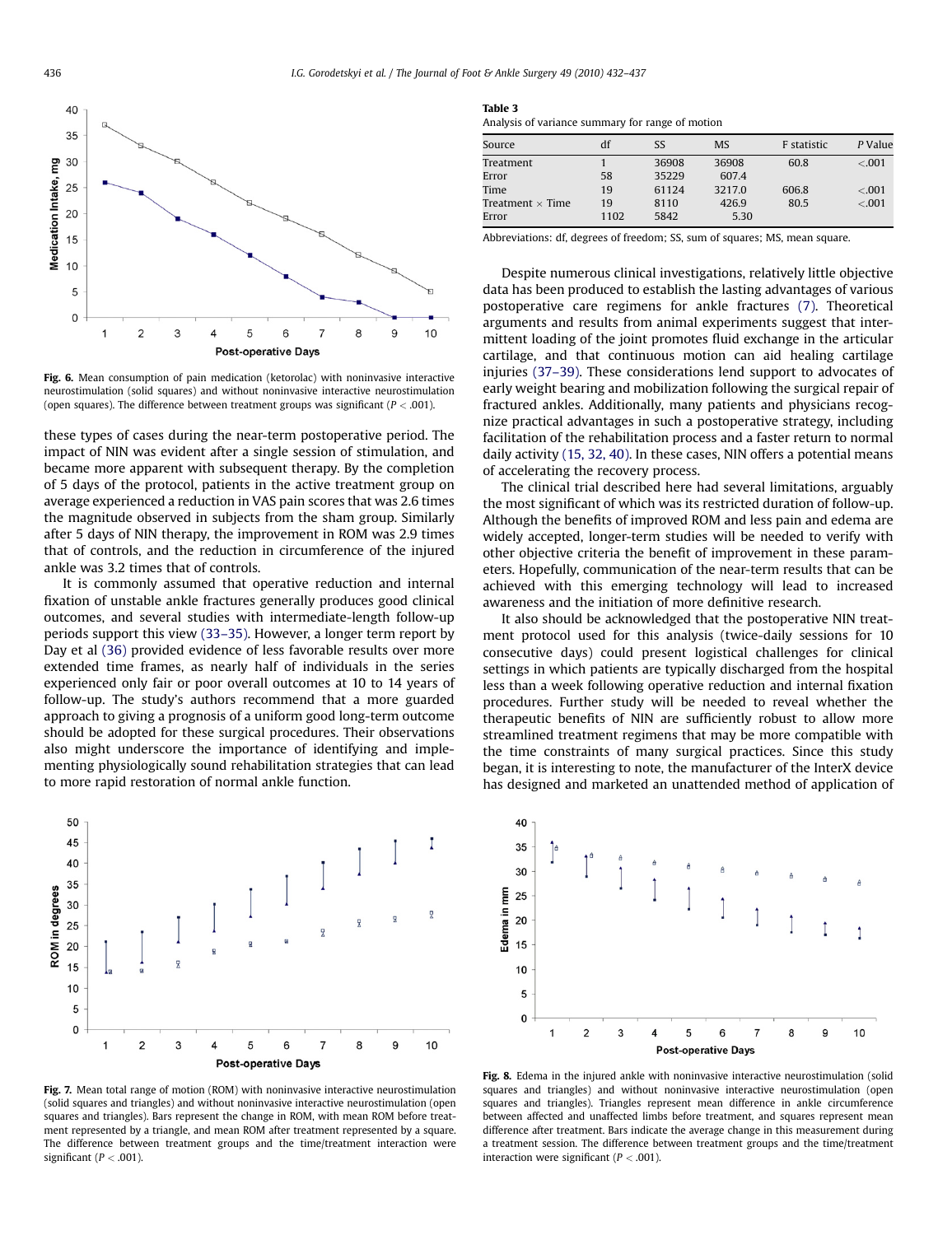Fig. 6. Mean consumption of pain medication (ketorolac) with noninvasive interactive neurostimulation (solid squares) and without noninvasive interactive neurostimulation (open squares). The difference between treatment groups was significant ($P < .001$).

these types of cases during the near-term postoperative period. The impact of NIN was evident after a single session of stimulation, and became more apparent with subsequent therapy. By the completion of 5 days of the protocol, patients in the active treatment group on average experienced a reduction in VAS pain scores that was 2.6 times the magnitude observed in subjects from the sham group. Similarly after 5 days of NIN therapy, the improvement in ROM was 2.9 times that of controls, and the reduction in circumference of the injured ankle was 3.2 times that of controls.

It is commonly assumed that operative reduction and internal fixation of unstable ankle fractures generally produces good clinical outcomes, and several studies with intermediate-length follow-up periods support this view (33–35). However, a longer term report by Day et al (36) provided evidence of less favorable results over more extended time frames, as nearly half of individuals in the series experienced only fair or poor overall outcomes at 10 to 14 years of follow-up. The study's authors recommend that a more guarded approach to giving a prognosis of a uniform good long-term outcome should be adopted for these surgical procedures. Their observations also might underscore the importance of identifying and implementing physiologically sound rehabilitation strategies that can lead to more rapid restoration of normal ankle function.

**Table 3**
Analysis of variance summary for range of motion

| Source | df | SS | MS | F statistic | P Value |
|---|---|---|---|---|---|
| Treatment | 1 | 36908 | 36908 | 60.8 | <.001 |
| Error | 58 | 35229 | 607.4 | | |
| Time | 19 | 61124 | 3217.0 | 606.8 | <.001 |
| Treatment × Time | 19 | 8110 | 426.9 | 80.5 | <.001 |
| Error | 1102 | 5842 | 5.30 | | |

Abbreviations: df, degrees of freedom; SS, sum of squares; MS, mean square.

Despite numerous clinical investigations, relatively little objective data has been produced to establish the lasting advantages of various postoperative care regimens for ankle fractures (7). Theoretical arguments and results from animal experiments suggest that intermittent loading of the joint promotes fluid exchange in the articular cartilage, and that continuous motion can aid healing cartilage injuries (37–39). These considerations lend support to advocates of early weight bearing and mobilization following the surgical repair of fractured ankles. Additionally, many patients and physicians recognize practical advantages in such a postoperative strategy, including facilitation of the rehabilitation process and a faster return to normal daily activity (15, 32, 40). In these cases, NIN offers a potential means of accelerating the recovery process.

The clinical trial described here had several limitations, arguably the most significant of which was its restricted duration of follow-up. Although the benefits of improved ROM and less pain and edema are widely accepted, longer-term studies will be needed to verify with other objective criteria the benefit of improvement in these parameters. Hopefully, communication of the near-term results that can be achieved with this emerging technology will lead to increased awareness and the initiation of more definitive research.

It also should be acknowledged that the postoperative NIN treatment protocol used for this analysis (twice-daily sessions for 10 consecutive days) could present logistical challenges for clinical settings in which patients are typically discharged from the hospital less than a week following operative reduction and internal fixation procedures. Further study will be needed to reveal whether the therapeutic benefits of NIN are sufficiently robust to allow more streamlined treatment regimens that may be more compatible with the time constraints of many surgical practices. Since this study began, it is interesting to note, the manufacturer of the InterX device has designed and marketed an unattended method of application of

Fig. 7. Mean total range of motion (ROM) with noninvasive interactive neurostimulation (solid squares and triangles) and without noninvasive interactive neurostimulation (open squares and triangles). Bars represent the change in ROM, with mean ROM before treatment represented by a triangle, and mean ROM after treatment represented by a square. The difference between treatment groups and the time/treatment interaction were significant ($P < .001$).

Fig. 8. Edema in the injured ankle with noninvasive interactive neurostimulation (solid squares and triangles) and without noninvasive interactive neurostimulation (open squares and triangles). Triangles represent mean difference in ankle circumference between affected and unaffected limbs before treatment, and squares represent mean difference after treatment. Bars indicate the average change in this measurement during a treatment session. The difference between treatment groups and the time/treatment interaction were significant ($P < .001$).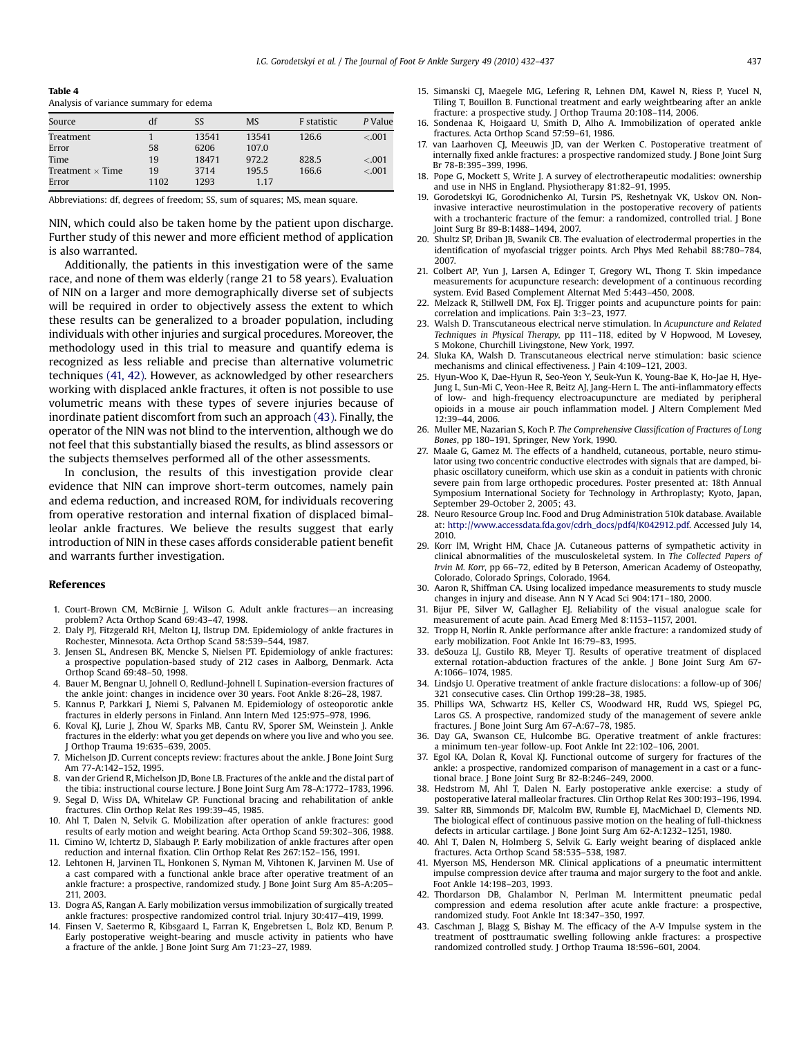**Table 4**
Analysis of variance summary for edema

| Source | df | SS | MS | F statistic | P Value |
|---|---|---|---|---|---|
| Treatment | 1 | 13541 | 13541 | 126.6 | <.001 |
| Error | 58 | 6206 | 107.0 | | |
| Time | 19 | 18471 | 972.2 | 828.5 | <.001 |
| Treatment × Time | 19 | 3714 | 195.5 | 166.6 | <.001 |
| Error | 1102 | 1293 | 1.17 | | |

Abbreviations: df, degrees of freedom; SS, sum of squares; MS, mean square.

NIN, which could also be taken home by the patient upon discharge. Further study of this newer and more efficient method of application is also warranted.

Additionally, the patients in this investigation were of the same race, and none of them was elderly (range 21 to 58 years). Evaluation of NIN on a larger and more demographically diverse set of subjects will be required in order to objectively assess the extent to which these results can be generalized to a broader population, including individuals with other injuries and surgical procedures. Moreover, the methodology used in this trial to measure and quantify edema is recognized as less reliable and precise than alternative volumetric techniques (41, 42). However, as acknowledged by other researchers working with displaced ankle fractures, it often is not possible to use volumetric means with these types of severe injuries because of inordinate patient discomfort from such an approach (43). Finally, the operator of the NIN was not blind to the intervention, although we do not feel that this substantially biased the results, as blind assessors or the subjects themselves performed all of the other assessments.

In conclusion, the results of this investigation provide clear evidence that NIN can improve short-term outcomes, namely pain and edema reduction, and increased ROM, for individuals recovering from operative restoration and internal fixation of displaced bimalleolar ankle fractures. We believe the results suggest that early introduction of NIN in these cases affords considerable patient benefit and warrants further investigation.

## References

1. Court-Brown CM, McBirnie J, Wilson G. Adult ankle fractures—an increasing problem? Acta Orthop Scand 69:43–47, 1998.
2. Daly PJ, Fitzgerald RH, Melton LJ, Ilstrup DM. Epidemiology of ankle fractures in Rochester, Minnesota. Acta Orthop Scand 58:539–544, 1987.
3. Jensen SL, Andresen BK, Mencke S, Nielsen PT. Epidemiology of ankle fractures: a prospective population-based study of 212 cases in Aalborg, Denmark. Acta Orthop Scand 69:48–50, 1998.
4. Bauer M, Bengnar U, Johnell O, Redlund-Johnell I. Supination-eversion fractures of the ankle joint: changes in incidence over 30 years. Foot Ankle 8:26–28, 1987.
5. Kannus P, Parkkari J, Niemi S, Palvanen M. Epidemiology of osteoporotic ankle fractures in elderly persons in Finland. Ann Intern Med 125:975–978, 1996.
6. Koval KJ, Lurie J, Zhou W, Sparks MB, Cantu RV, Sporer SM, Weinstein J. Ankle fractures in the elderly: what you get depends on where you live and who you see. J Orthop Trauma 19:635–639, 2005.
7. Michelson JD. Current concepts review: fractures about the ankle. J Bone Joint Surg Am 77-A:142–152, 1995.
8. van der Griend R, Michelson JD, Bone LB. Fractures of the ankle and the distal part of the tibia: instructional course lecture. J Bone Joint Surg Am 78-A:1772–1783, 1996.
9. Segal D, Wiss DA, Whitelaw GP. Functional bracing and rehabilitation of ankle fractures. Clin Orthop Relat Res 199:39–45, 1985.
10. Ahl T, Dalen N, Selvik G. Mobilization after operation of ankle fractures: good results of early motion and weight bearing. Acta Orthop Scand 59:302–306, 1988.
11. Cimino W, Ichtertz D, Slabaugh P. Early mobilization of ankle fractures after open reduction and internal fixation. Clin Orthop Relat Res 267:152–156, 1991.
12. Lehtonen H, Jarvinen TL, Honkonen S, Nyman M, Vihtonen K, Jarvinen M. Use of a cast compared with a functional ankle brace after operative treatment of an ankle fracture: a prospective, randomized study. J Bone Joint Surg Am 85-A:205–211, 2003.
13. Dogra AS, Rangan A. Early mobilization versus immobilization of surgically treated ankle fractures: prospective randomized control trial. Injury 30:417–419, 1999.
14. Finsen V, Saetermo R, Kibsgaard L, Farran K, Engebretsen L, Bolz KD, Benum P. Early postoperative weight-bearing and muscle activity in patients who have a fracture of the ankle. J Bone Joint Surg Am 71:23–27, 1989.
15. Simanski CJ, Maegele MG, Lefering R, Lehnen DM, Kawel N, Riess P, Yucel N, Tiling T, Bouillon B. Functional treatment and early weightbearing after an ankle fracture: a prospective study. J Orthop Trauma 20:108–114, 2006.
16. Sondenaa K, Hoigaard U, Smith D, Alho A. Immobilization of operated ankle fractures. Acta Orthop Scand 57:59–61, 1986.
17. van Laarhoven CJ, Meeuwis JD, van der Werken C. Postoperative treatment of internally fixed ankle fractures: a prospective randomized study. J Bone Joint Surg Br 78-B:395–399, 1996.
18. Pope G, Mockett S, Write J. A survey of electrotherapeutic modalities: ownership and use in NHS in England. Physiotherapy 81:82–91, 1995.
19. Gorodetskyi IG, Gorodnichenko AI, Tursin PS, Reshetnyak VK, Uskov ON. Non-invasive interactive neurostimulation in the postoperative recovery of patients with a trochanteric fracture of the femur: a randomized, controlled trial. J Bone Joint Surg Br 89-B:1488–1494, 2007.
20. Shultz SP, Driban JB, Swanik CB. The evaluation of electrodermal properties in the identification of myofascial trigger points. Arch Phys Med Rehabil 88:780–784, 2007.
21. Colbert AP, Yun J, Larsen A, Edinger T, Gregory WL, Thong T. Skin impedance measurements for acupuncture research: development of a continuous recording system. Evid Based Complement Alternat Med 5:443–450, 2008.
22. Melzack R, Stillwell DM, Fox EJ. Trigger points and acupuncture points for pain: correlation and implications. Pain 3:3–23, 1977.
23. Walsh D. Transcutaneous electrical nerve stimulation. In *Acupuncture and Related Techniques in Physical Therapy*, pp 111–118, edited by V Hopwood, M Lovesey, S Mokone, Churchill Livingstone, New York, 1997.
24. Sluka KA, Walsh D. Transcutaneous electrical nerve stimulation: basic science mechanisms and clinical effectiveness. J Pain 4:109–121, 2003.
25. Hyun-Woo K, Dae-Hyun R, Seo-Yeon Y, Seuk-Yun K, Young-Bae K, Ho-Jae H, Hye-Jung L, Sun-Mi C, Yeon-Hee R, Beitz AJ, Jang-Hern L. The anti-inflammatory effects of low- and high-frequency electroacupuncture are mediated by peripheral opioids in a mouse air pouch inflammation model. J Altern Complement Med 12:39–44, 2006.
26. Muller ME, Nazarian S, Koch P. *The Comprehensive Classification of Fractures of Long Bones*, pp 180–191, Springer, New York, 1990.
27. Maale G, Gamez M. The effects of a handheld, cutaneous, portable, neuro stimulator using two concentric conductive electrodes with signals that are damped, biphasic oscillatory cuneiform, which use skin as a conduit in patients with chronic severe pain from large orthopedic procedures. Poster presented at: 18th Annual Symposium International Society for Technology in Arthroplasty; Kyoto, Japan, September 29-October 2, 2005; 43.
28. Neuro Resource Group Inc. Food and Drug Administration 510k database. Available at: http://www.accessdata.fda.gov/cdrh_docs/pdf4/K042912.pdf. Accessed July 14, 2010.
29. Korr IM, Wright HM, Chace JA. Cutaneous patterns of sympathetic activity in clinical abnormalities of the musculoskeletal system. In *The Collected Papers of Irvin M. Korr*, pp 66–72, edited by B Peterson, American Academy of Osteopathy, Colorado, Colorado Springs, Colorado, 1964.
30. Aaron R, Shiffman CA. Using localized impedance measurements to study muscle changes in injury and disease. Ann N Y Acad Sci 904:171–180, 2000.
31. Bijur PE, Silver W, Gallagher EJ. Reliability of the visual analogue scale for measurement of acute pain. Acad Emerg Med 8:1153–1157, 2001.
32. Tropp H, Norlin R. Ankle performance after ankle fracture: a randomized study of early mobilization. Foot Ankle Int 16:79–83, 1995.
33. deSouza LJ, Gustilo RB, Meyer TJ. Results of operative treatment of displaced external rotation-abduction fractures of the ankle. J Bone Joint Surg Am 67-A:1066–1074, 1985.
34. Lindsjo U. Operative treatment of ankle fracture dislocations: a follow-up of 306/321 consecutive cases. Clin Orthop 199:28–38, 1985.
35. Phillips WA, Schwartz HS, Keller CS, Woodward HR, Rudd WS, Spiegel PG, Laros GS. A prospective, randomized study of the management of severe ankle fractures. J Bone Joint Surg Am 67-A:67–78, 1985.
36. Day GA, Swanson CE, Hulcombe BG. Operative treatment of ankle fractures: a minimum ten-year follow-up. Foot Ankle Int 22:102–106, 2001.
37. Egol KA, Dolan R, Koval KJ. Functional outcome of surgery for fractures of the ankle: a prospective, randomized comparison of management in a cast or a functional brace. J Bone Joint Surg Br 82-B:246–249, 2000.
38. Hedstrom M, Ahl T, Dalen N. Early postoperative ankle exercise: a study of postoperative lateral malleolar fractures. Clin Orthop Relat Res 300:193–196, 1994.
39. Salter RB, Simmonds DF, Malcolm BW, Rumble EJ, MacMichael D, Clements ND. The biological effect of continuous passive motion on the healing of full-thickness defects in articular cartilage. J Bone Joint Surg Am 62-A:1232–1251, 1980.
40. Ahl T, Dalen N, Holmberg S, Selvik G. Early weight bearing of displaced ankle fractures. Acta Orthop Scand 58:535–538, 1987.
41. Myerson MS, Henderson MR. Clinical applications of a pneumatic intermittent impulse compression device after trauma and major surgery to the foot and ankle. Foot Ankle 14:198–203, 1993.
42. Thordarson DB, Ghalambor N, Perlman M. Intermittent pneumatic pedal compression and edema resolution after acute ankle fracture: a prospective, randomized study. Foot Ankle Int 18:347–350, 1997.
43. Caschman J, Blagg S, Bishay M. The efficacy of the A-V Impulse system in the treatment of posttraumatic swelling following ankle fractures: a prospective randomized controlled study. J Orthop Trauma 18:596–601, 2004.